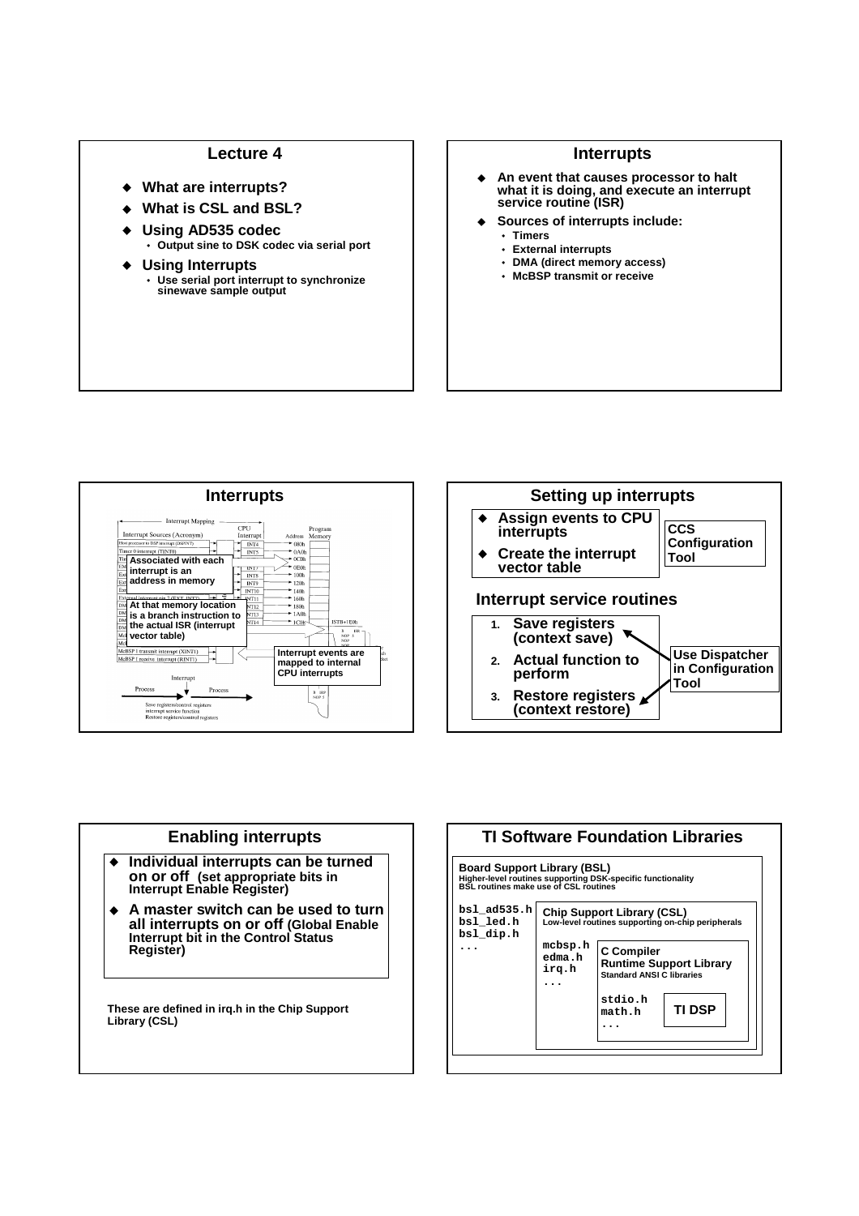## Lecture 4

- What are interrupts?
- What is CSL and BSL?
- Using AD535 codec
  - Output sine to DSK codec via serial port
- Using Interrupts
  - Use serial port interrupt to synchronize sinewave sample output

## Interrupts

- An event that causes processor to halt what it is doing, and execute an interrupt service routine (ISR)
- Sources of interrupts include:
  - Timers
  - External interrupts
  - DMA (direct memory access)
  - McBSP transmit or receive

## Interrupts

Interrupt Mapping

| Interrupt Sources (Acronym) | CPU Interrupt | Address | Program Memory |
|---|---|---|---|
| Host processor to DSP interrupt (DSPINT) | INT4 | 080h | |
| Timer 0 interrupt (TINT0) | INT5 | 0A0h | |
| | | 0C0h | |
| | INT7 | 0E0h | |
| | INT8 | 100h | |
| | INT9 | 120h | |
| | INT10 | 140h | |
| External interrupt pin 7 (EXT_INT7) | INT11 | 160h | |
| | INT12 | 180h | |
| | INT13 | 1A0h | |
| | INT14 | 1C0h | ISTB+1E0h |
| McBSP 1 transmit interrupt (XINT1) | | | |
| McBSP 1 receive interrupt (RINT1) | | | |

**Associated with each interrupt is an address in memory**

**At that memory location is a branch instruction to the actual ISR (interrupt vector table)**

**Interrupt events are mapped to internal CPU interrupts**

Interrupt

Process → Process

Save registers/control registers
interrupt service function
Restore registers/control registers

## Setting up interrupts

- Assign events to CPU interrupts
- Create the interrupt vector table

**CCS Configuration Tool**

### Interrupt service routines

1. Save registers (context save)
2. Actual function to perform
3. Restore registers (context restore)

**Use Dispatcher in Configuration Tool**

## Enabling interrupts

- Individual interrupts can be turned on or off (set appropriate bits in Interrupt Enable Register)
- A master switch can be used to turn all interrupts on or off (Global Enable Interrupt bit in the Control Status Register)

**These are defined in irq.h in the Chip Support Library (CSL)**

## TI Software Foundation Libraries

**Board Support Library (BSL)**
Higher-level routines supporting DSK-specific functionality
BSL routines make use of CSL routines

```
bsl_ad535.h
bsl_led.h
bsl_dip.h
...
```

**Chip Support Library (CSL)**
Low-level routines supporting on-chip peripherals

```
mcbsp.h
edma.h
irq.h
...
```

**C Compiler Runtime Support Library**
Standard ANSI C libraries

```
stdio.h
math.h
...
```

**TI DSP**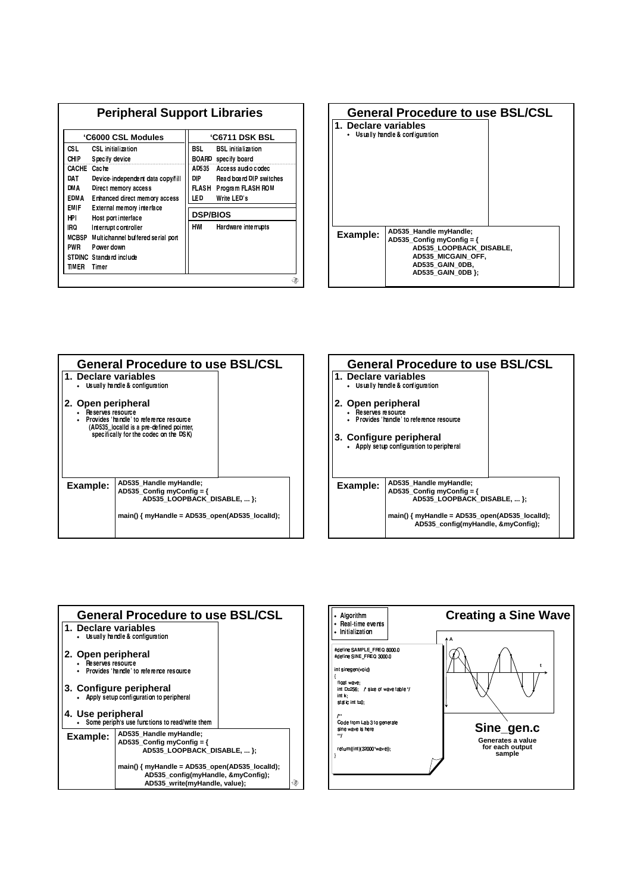## Peripheral Support Libraries

| 'C6000 CSL Modules | |
|---|---|
| CSL | CSL initialization |
| CHIP | Specify device |
| CACHE | Cache |
| DAT | Device-independent data copy/fill |
| DMA | Direct memory access |
| EDMA | Enhanced direct memory access |
| EMIF | External memory interface |
| HPI | Host port interface |
| IRQ | Interrupt controller |
| MCBSP | Multichannel buffered serial port |
| PWR | Power down |
| STDINC | Standard include |
| TIMER | Timer |

| 'C6711 DSK BSL | |
|---|---|
| BSL | BSL initialization |
| BOARD | specify board |
| AD535 | Access audio codec |
| DIP | Read board DIP switches |
| FLASH | Program FLASH ROM |
| LED | Write LED's |

| DSP/BIOS | |
|---|---|
| HWI | Hardware interrupts |

## General Procedure to use BSL/CSL

1. **Declare variables**
   - Usually handle & configuration

**Example:**

```
AD535_Handle myHandle;
AD535_Config myConfig = {
        AD535_LOOPBACK_DISABLE,
        AD535_MICGAIN_OFF,
        AD535_GAIN_0DB,
        AD535_GAIN_0DB };
```

## General Procedure to use BSL/CSL

1. **Declare variables**
   - Usually handle & configuration
2. **Open peripheral**
   - Reserves resource
   - Provides 'handle' to reference resource (AD535_localId is a pre-defined pointer, specifically for the codec on the DSK)

**Example:**

```
AD535_Handle myHandle;
AD535_Config myConfig = {
        AD535_LOOPBACK_DISABLE, ... };

main() { myHandle = AD535_open(AD535_localId);
```

## General Procedure to use BSL/CSL

1. **Declare variables**
   - Usually handle & configuration
2. **Open peripheral**
   - Reserves resource
   - Provides 'handle' to reference resource
3. **Configure peripheral**
   - Apply setup configuration to peripheral

**Example:**

```
AD535_Handle myHandle;
AD535_Config myConfig = {
        AD535_LOOPBACK_DISABLE, ... };

main() { myHandle = AD535_open(AD535_localId);
         AD535_config(myHandle, &myConfig);
```

## General Procedure to use BSL/CSL

1. **Declare variables**
   - Usually handle & configuration
2. **Open peripheral**
   - Reserves resource
   - Provides 'handle' to reference resource
3. **Configure peripheral**
   - Apply setup configuration to peripheral
4. **Use peripheral**
   - Some periph's use functions to read/write them

**Example:**

```
AD535_Handle myHandle;
AD535_Config myConfig = {
        AD535_LOOPBACK_DISABLE, ... };

main() { myHandle = AD535_open(AD535_localId);
         AD535_config(myHandle, &myConfig);
         AD535_write(myHandle, value);
```

## Creating a Sine Wave

- Algorithm
- Real-time events
- Initialization

```
#define SAMPLE_FREQ 8000.0
#define SINE_FREQ 3000.0

int sinegen(void)
{
  float wave;
  int D=256;   /* size of wave table */
  int k;
  static int t=0;

  /**
  Code from Lab 3 to generate
  sine wave is here
  **/

  return((int)(32000*wave));
}
```

A

t

**Sine_gen.c**

**Generates a value for each output sample**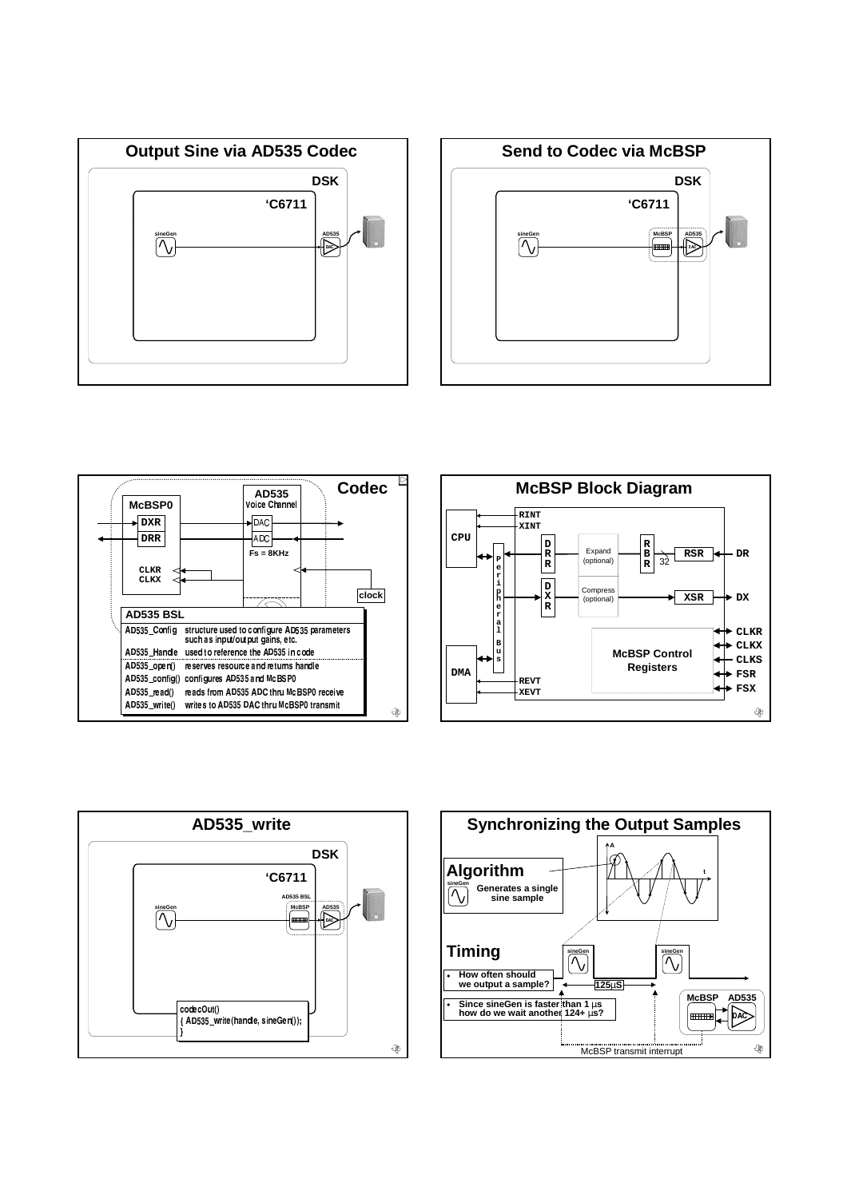## Output Sine via AD535 Codec

DSK

'C6711

sineGen

AD535

DAC

## Send to Codec via McBSP

DSK

'C6711

sineGen

McBSP

AD535

DAC

## Codec

McBSP0

DXR

DRR

CLKR
CLKX

AD535
Voice Channel

DAC

ADC

Fs = 8KHz

clock

**AD535 BSL**

| | |
|---|---|
| AD535_Config | structure used to configure AD535 parameters such as input/output gains, etc. |
| AD535_Handle | used to reference the AD535 in code |
| AD535_open() | reserves resource and returns handle |
| AD535_config() | configures AD535 and McBSP0 |
| AD535_read() | reads from AD535 ADC thru McBSP0 receive |
| AD535_write() | writes to AD535 DAC thru McBSP0 transmit |

## McBSP Block Diagram

CPU

DMA

RINT
XINT

REVT
XEVT

Peripheral Bus

DRR

DXR

Expand (optional)

Compress (optional)

RBR

32

RSR

XSR

DR

DX

McBSP Control Registers

CLKR
CLKX
CLKS
FSR
FSX

## AD535_write

DSK

'C6711

sineGen

AD535 BSL

McBSP

AD535

DAC

```
codecOut()
{ AD535_write(handle, sineGen());
}
```

## Synchronizing the Output Samples

**Algorithm**

sineGen

Generates a single sine sample

A

t

**Timing**

- How often should we output a sample?
- Since sineGen is faster than 1 µs how do we wait another 124+ µs?

sineGen

sineGen

125µS

McBSP

AD535

DAC

McBSP transmit interrupt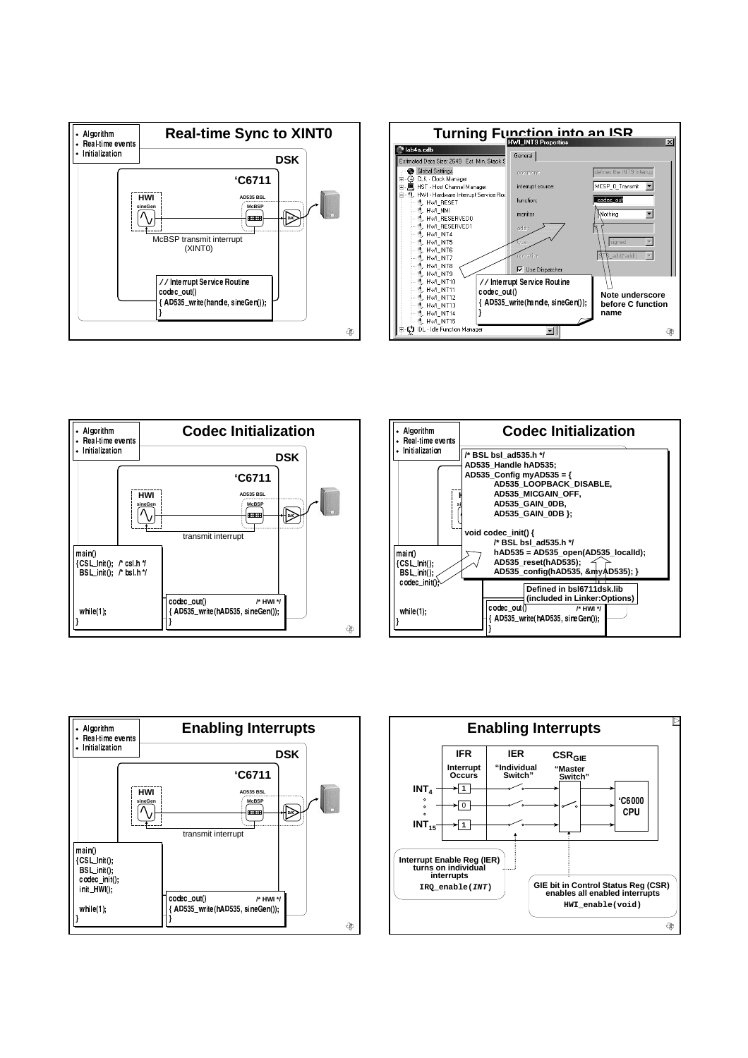## Real-time Sync to XINT0

- Algorithm
- Real-time events
- Initialization

DSK

'C6711

HWI

sineGen

AD535 BSL

McBSP

DAC

McBSP transmit interrupt (XINT0)

```
// Interrupt Service Routine
codec_out()
{ AD535_write(handle, sineGen());
}
```

## Turning Function into an ISR

lab4a.cdb

Estimated Data Size: 2649 Est. Min. Stack S

- Global Settings
- CLK - Clock Manager
- HST - Host Channel Manager
- HWI - Hardware Interrupt Service Rou
  - HWI_RESET
  - HWI_NMI
  - HWI_RESERVED0
  - HWI_RESERVED1
  - HWI_INT4
  - HWI_INT5
  - HWI_INT6
  - HWI_INT7
  - HWI_INT8
  - HWI_INT9
  - HWI_INT10
  - HWI_INT11
  - HWI_INT12
  - HWI_INT13
  - HWI_INT14
  - HWI_INT15
- IDL - Idle Function Manager

HWI_INT9 Properties

General

comment: defines the INT9 interrup

interrupt source: MCSP_0_Transmit

function: _codec_out

monitor: Nothing

addr:

type: signed

operation: STS_add(*addr)

Use Dispatcher

```
// Interrupt Service Routine
codec_out()
{ AD535_write(handle, sineGen());
}
```

Note underscore before C function name

## Codec Initialization

- Algorithm
- Real-time events
- Initialization

DSK

'C6711

HWI

sineGen

AD535 BSL

McBSP

DAC

transmit interrupt

```
main()
{CSL_init();  /* csl.h */
 BSL_init();  /* bsl.h */

 while(1);
}
```

```
codec_out()                          /* HWI */
{ AD535_write(hAD535, sineGen());
}
```

## Codec Initialization

- Algorithm
- Real-time events
- Initialization

```
/* BSL bsl_ad535.h */
AD535_Handle hAD535;
AD535_Config myAD535 = {
        AD535_LOOPBACK_DISABLE,
        AD535_MICGAIN_OFF,
        AD535_GAIN_0DB,
        AD535_GAIN_0DB };

void codec_init() {
        /* BSL bsl_ad535.h */
        hAD535 = AD535_open(AD535_localId);
        AD535_reset(hAD535);
        AD535_config(hAD535, &myAD535); }
```

Defined in bsl6711dsk.lib (included in Linker:Options)

```
main()
{CSL_init();
 BSL_init();
 codec_init();

 while(1);
}
```

```
codec_out()                          /* HWI */
{ AD535_write(hAD535, sineGen());
}
```

## Enabling Interrupts

- Algorithm
- Real-time events
- Initialization

DSK

'C6711

HWI

sineGen

AD535 BSL

McBSP

DAC

transmit interrupt

```
main()
{CSL_init();
 BSL_init();
 codec_init();
 init_HWI();

 while(1);
}
```

```
codec_out()                          /* HWI */
{ AD535_write(hAD535, sineGen());
}
```

## Enabling Interrupts

| | IFR | IER | $CSR_{GIE}$ | |
|---|---|---|---|---|
| | Interrupt Occurs | "Individual Switch" | "Master Switch" | |
| $INT_4$ | 1 | | | 'C6000 CPU |
| ∘ ∘ ∘ | 0 | | | |
| $INT_{15}$ | 1 | | | |

Interrupt Enable Reg (IER) turns on individual interrupts
`IRQ_enable(INT)`

GIE bit in Control Status Reg (CSR) enables all enabled interrupts
`HWI_enable(void)`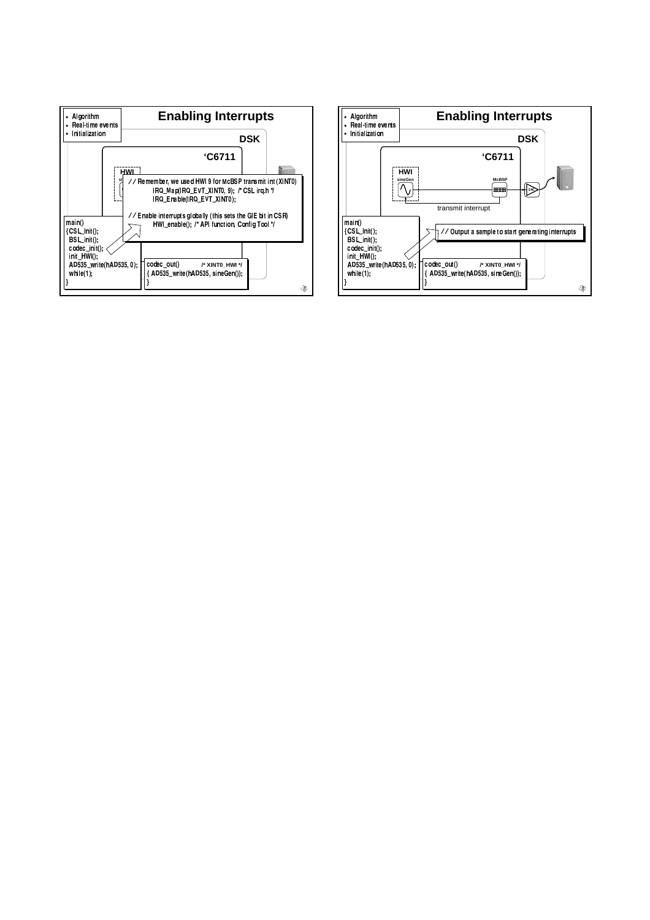## Enabling Interrupts

- Algorithm
- Real-time events
- Initialization

DSK

'C6711

HWI

```
// Remember, we used HWI 9 for McBSP transmit int (XINT0)
        IRQ_Map(IRQ_EVT_XINT0, 9);  /* CSL irq.h */
        IRQ_Enable(IRQ_EVT_XINT0);

// Enable interrupts globally (this sets the GIE bit in CSR)
        HWI_enable(); /* API function, Config Tool */
```

```
main()
{CSL_Init();
 BSL_init();
 codec_init();
 init_HWI();
 AD535_write(hAD535, 0);
 while(1);
}
```

```
codec_out()         /* XINT0_HWI */
{ AD535_write(hAD535, sineGen());
}
```

## Enabling Interrupts

- Algorithm
- Real-time events
- Initialization

DSK

'C6711

HWI

sineGen

McBSP

DAC

transmit interrupt

```
// Output a sample to start generating interrupts
```

```
main()
{CSL_Init();
 BSL_init();
 codec_init();
 init_HWI();
 AD535_write(hAD535, 0);
 while(1);
}
```

```
codec_out()         /* XINT0_HWI */
{ AD535_write(hAD535, sineGen());
}
```